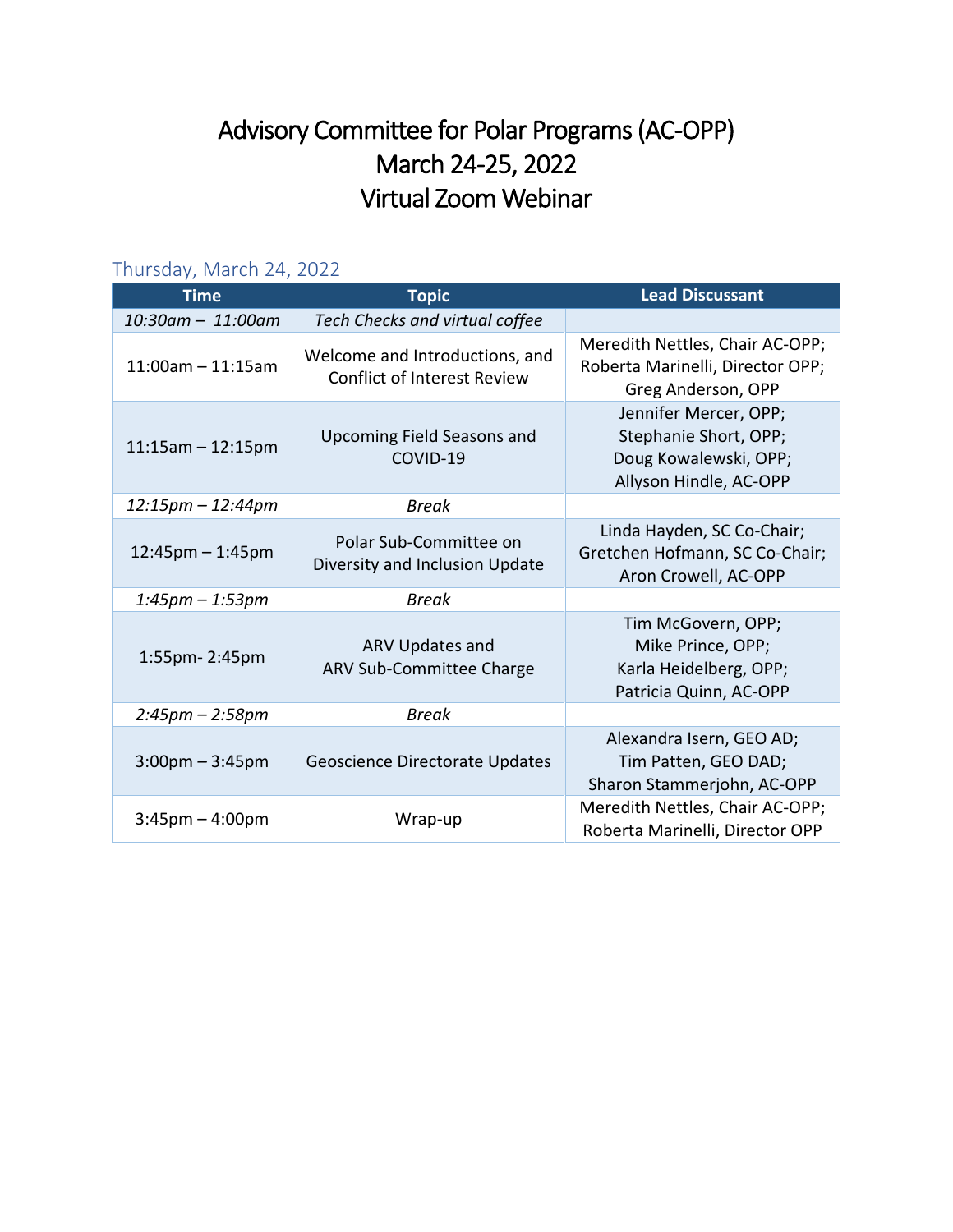# Advisory Committee for Polar Programs (AC-OPP)
# March 24-25, 2022
# Virtual Zoom Webinar

## Thursday, March 24, 2022

| Time | Topic | Lead Discussant |
|---|---|---|
| *10:30am – 11:00am* | *Tech Checks and virtual coffee* | |
| 11:00am – 11:15am | Welcome and Introductions, and Conflict of Interest Review | Meredith Nettles, Chair AC-OPP; Roberta Marinelli, Director OPP; Greg Anderson, OPP |
| 11:15am – 12:15pm | Upcoming Field Seasons and COVID-19 | Jennifer Mercer, OPP; Stephanie Short, OPP; Doug Kowalewski, OPP; Allyson Hindle, AC-OPP |
| *12:15pm – 12:44pm* | *Break* | |
| 12:45pm – 1:45pm | Polar Sub-Committee on Diversity and Inclusion Update | Linda Hayden, SC Co-Chair; Gretchen Hofmann, SC Co-Chair; Aron Crowell, AC-OPP |
| *1:45pm – 1:53pm* | *Break* | |
| 1:55pm- 2:45pm | ARV Updates and ARV Sub-Committee Charge | Tim McGovern, OPP; Mike Prince, OPP; Karla Heidelberg, OPP; Patricia Quinn, AC-OPP |
| *2:45pm – 2:58pm* | *Break* | |
| 3:00pm – 3:45pm | Geoscience Directorate Updates | Alexandra Isern, GEO AD; Tim Patten, GEO DAD; Sharon Stammerjohn, AC-OPP |
| 3:45pm – 4:00pm | Wrap-up | Meredith Nettles, Chair AC-OPP; Roberta Marinelli, Director OPP |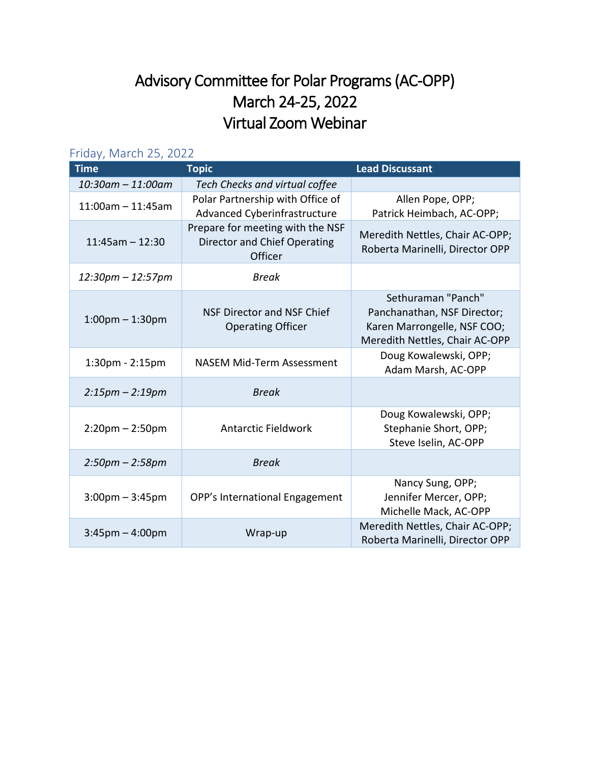# Advisory Committee for Polar Programs (AC-OPP)
# March 24-25, 2022
# Virtual Zoom Webinar

## Friday, March 25, 2022

| Time | Topic | Lead Discussant |
| --- | --- | --- |
| *10:30am – 11:00am* | *Tech Checks and virtual coffee* | |
| 11:00am – 11:45am | Polar Partnership with Office of Advanced Cyberinfrastructure | Allen Pope, OPP; Patrick Heimbach, AC-OPP; |
| 11:45am – 12:30 | Prepare for meeting with the NSF Director and Chief Operating Officer | Meredith Nettles, Chair AC-OPP; Roberta Marinelli, Director OPP |
| *12:30pm – 12:57pm* | *Break* | |
| 1:00pm – 1:30pm | NSF Director and NSF Chief Operating Officer | Sethuraman "Panch" Panchanathan, NSF Director; Karen Marrongelle, NSF COO; Meredith Nettles, Chair AC-OPP |
| 1:30pm - 2:15pm | NASEM Mid-Term Assessment | Doug Kowalewski, OPP; Adam Marsh, AC-OPP |
| *2:15pm – 2:19pm* | *Break* | |
| 2:20pm – 2:50pm | Antarctic Fieldwork | Doug Kowalewski, OPP; Stephanie Short, OPP; Steve Iselin, AC-OPP |
| *2:50pm – 2:58pm* | *Break* | |
| 3:00pm – 3:45pm | OPP's International Engagement | Nancy Sung, OPP; Jennifer Mercer, OPP; Michelle Mack, AC-OPP |
| 3:45pm – 4:00pm | Wrap-up | Meredith Nettles, Chair AC-OPP; Roberta Marinelli, Director OPP |